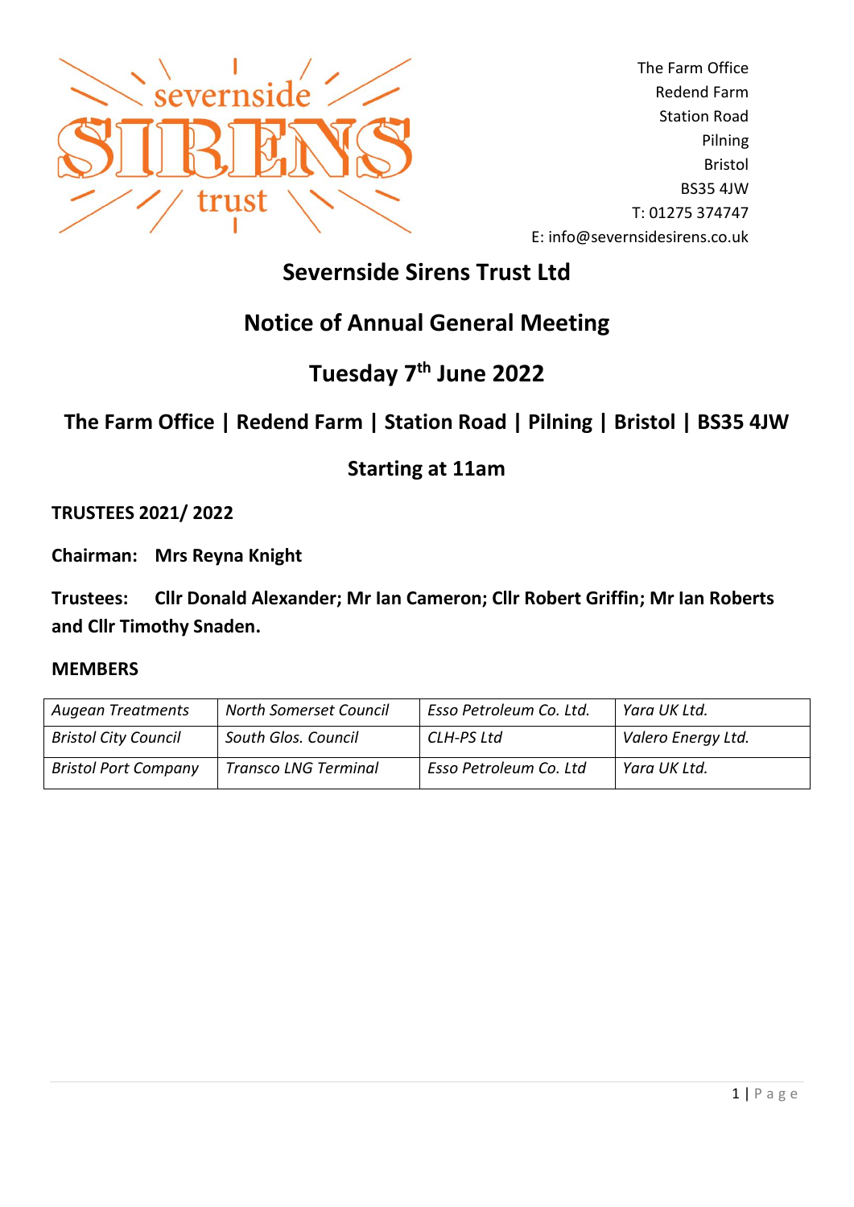The Farm Office
Redend Farm
Station Road
Pilning
Bristol
BS35 4JW
T: 01275 374747
E: info@severnsidesirens.co.uk

# Severnside Sirens Trust Ltd

## Notice of Annual General Meeting

## Tuesday 7th June 2022

## The Farm Office | Redend Farm | Station Road | Pilning | Bristol | BS35 4JW

### Starting at 11am

**TRUSTEES 2021/ 2022**

**Chairman: Mrs Reyna Knight**

**Trustees: Cllr Donald Alexander; Mr Ian Cameron; Cllr Robert Griffin; Mr Ian Roberts and Cllr Timothy Snaden.**

**MEMBERS**

| | | | |
|---|---|---|---|
| *Augean Treatments* | *North Somerset Council* | *Esso Petroleum Co. Ltd.* | *Yara UK Ltd.* |
| *Bristol City Council* | *South Glos. Council* | *CLH-PS Ltd* | *Valero Energy Ltd.* |
| *Bristol Port Company* | *Transco LNG Terminal* | *Esso Petroleum Co. Ltd* | *Yara UK Ltd.* |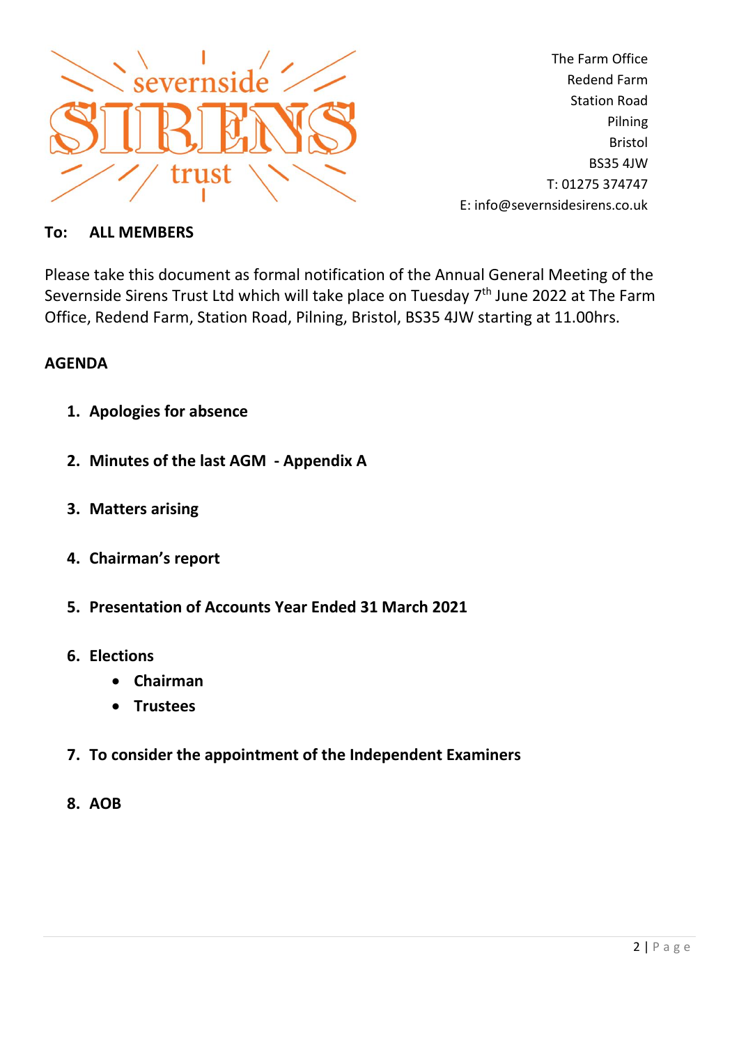severnside SIRENS trust

The Farm Office
Redend Farm
Station Road
Pilning
Bristol
BS35 4JW
T: 01275 374747
E: info@severnsidesirens.co.uk

**To: ALL MEMBERS**

Please take this document as formal notification of the Annual General Meeting of the Severnside Sirens Trust Ltd which will take place on Tuesday 7th June 2022 at The Farm Office, Redend Farm, Station Road, Pilning, Bristol, BS35 4JW starting at 11.00hrs.

## AGENDA

1. **Apologies for absence**
2. **Minutes of the last AGM - Appendix A**
3. **Matters arising**
4. **Chairman's report**
5. **Presentation of Accounts Year Ended 31 March 2021**
6. **Elections**
    - **Chairman**
    - **Trustees**
7. **To consider the appointment of the Independent Examiners**
8. **AOB**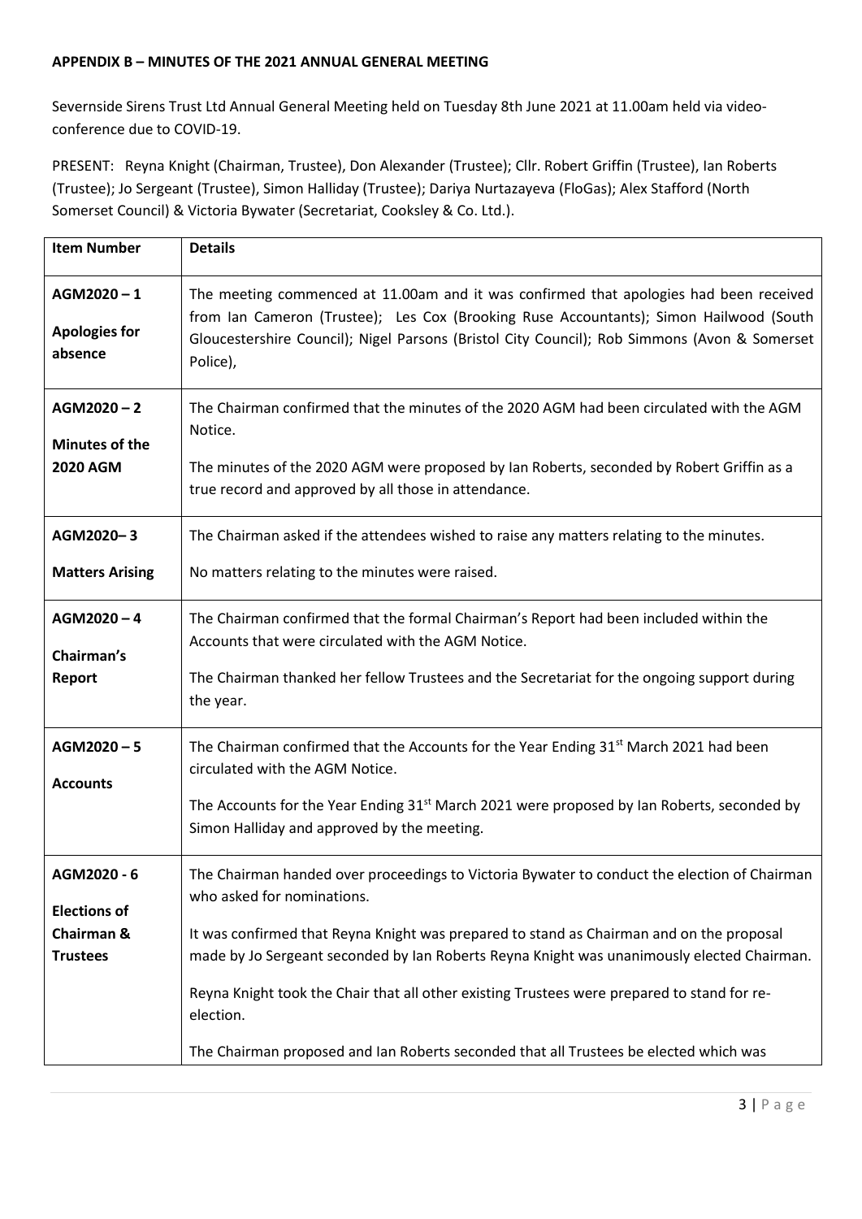**APPENDIX B – MINUTES OF THE 2021 ANNUAL GENERAL MEETING**

Severnside Sirens Trust Ltd Annual General Meeting held on Tuesday 8th June 2021 at 11.00am held via video-conference due to COVID-19.

PRESENT: Reyna Knight (Chairman, Trustee), Don Alexander (Trustee); Cllr. Robert Griffin (Trustee), Ian Roberts (Trustee); Jo Sergeant (Trustee), Simon Halliday (Trustee); Dariya Nurtazayeva (FloGas); Alex Stafford (North Somerset Council) & Victoria Bywater (Secretariat, Cooksley & Co. Ltd.).

| Item Number | Details |
|---|---|
| **AGM2020 – 1**<br><br>**Apologies for absence** | The meeting commenced at 11.00am and it was confirmed that apologies had been received from Ian Cameron (Trustee); Les Cox (Brooking Ruse Accountants); Simon Hailwood (South Gloucestershire Council); Nigel Parsons (Bristol City Council); Rob Simmons (Avon & Somerset Police), |
| **AGM2020 – 2**<br><br>**Minutes of the 2020 AGM** | The Chairman confirmed that the minutes of the 2020 AGM had been circulated with the AGM Notice.<br><br>The minutes of the 2020 AGM were proposed by Ian Roberts, seconded by Robert Griffin as a true record and approved by all those in attendance. |
| **AGM2020– 3**<br><br>**Matters Arising** | The Chairman asked if the attendees wished to raise any matters relating to the minutes.<br><br>No matters relating to the minutes were raised. |
| **AGM2020 – 4**<br><br>**Chairman's Report** | The Chairman confirmed that the formal Chairman's Report had been included within the Accounts that were circulated with the AGM Notice.<br><br>The Chairman thanked her fellow Trustees and the Secretariat for the ongoing support during the year. |
| **AGM2020 – 5**<br><br>**Accounts** | The Chairman confirmed that the Accounts for the Year Ending 31st March 2021 had been circulated with the AGM Notice.<br><br>The Accounts for the Year Ending 31st March 2021 were proposed by Ian Roberts, seconded by Simon Halliday and approved by the meeting. |
| **AGM2020 - 6**<br><br>**Elections of Chairman & Trustees** | The Chairman handed over proceedings to Victoria Bywater to conduct the election of Chairman who asked for nominations.<br><br>It was confirmed that Reyna Knight was prepared to stand as Chairman and on the proposal made by Jo Sergeant seconded by Ian Roberts Reyna Knight was unanimously elected Chairman.<br><br>Reyna Knight took the Chair that all other existing Trustees were prepared to stand for re-election.<br><br>The Chairman proposed and Ian Roberts seconded that all Trustees be elected which was |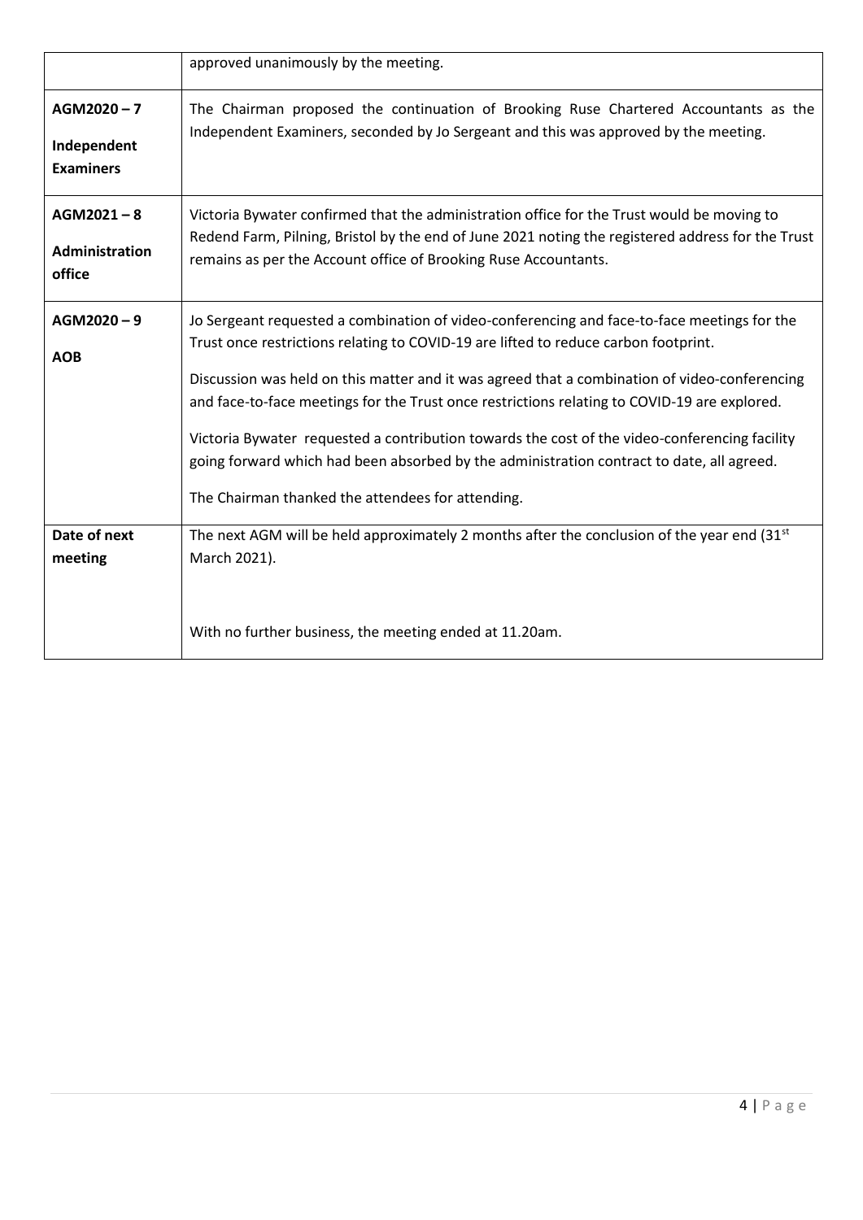| | |
|---|---|
| | approved unanimously by the meeting. |
| **AGM2020 – 7**<br><br>**Independent Examiners** | The Chairman proposed the continuation of Brooking Ruse Chartered Accountants as the Independent Examiners, seconded by Jo Sergeant and this was approved by the meeting. |
| **AGM2021 – 8**<br><br>**Administration office** | Victoria Bywater confirmed that the administration office for the Trust would be moving to Redend Farm, Pilning, Bristol by the end of June 2021 noting the registered address for the Trust remains as per the Account office of Brooking Ruse Accountants. |
| **AGM2020 – 9**<br><br>**AOB** | Jo Sergeant requested a combination of video-conferencing and face-to-face meetings for the Trust once restrictions relating to COVID-19 are lifted to reduce carbon footprint.<br><br>Discussion was held on this matter and it was agreed that a combination of video-conferencing and face-to-face meetings for the Trust once restrictions relating to COVID-19 are explored.<br><br>Victoria Bywater requested a contribution towards the cost of the video-conferencing facility going forward which had been absorbed by the administration contract to date, all agreed.<br><br>The Chairman thanked the attendees for attending. |
| **Date of next meeting** | The next AGM will be held approximately 2 months after the conclusion of the year end (31st March 2021).<br><br>With no further business, the meeting ended at 11.20am. |